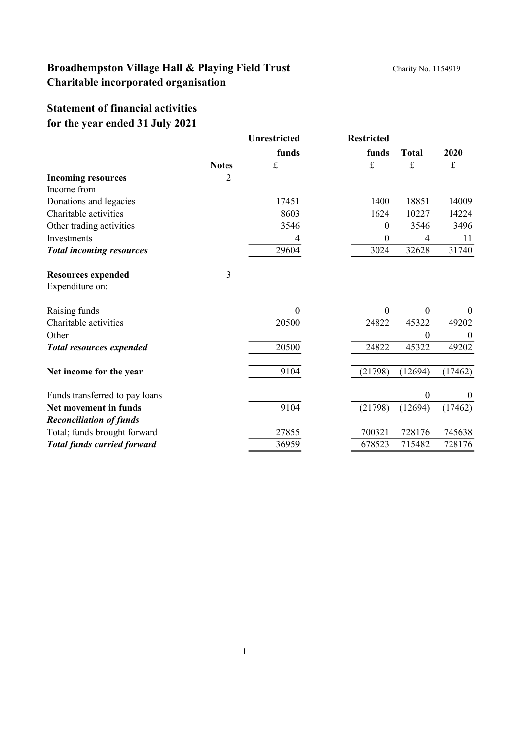# Broadhempston Village Hall & Playing Field Trust

Charity No. 1154919

## Charitable incorporated organisation

## Statement of financial activities
## for the year ended 31 July 2021

| | Notes | Unrestricted funds £ | Restricted funds £ | Total £ | 2020 £ |
|---|---|---|---|---|---|
| **Incoming resources** | 2 | | | | |
| Income from | | | | | |
| Donations and legacies | | 17451 | 1400 | 18851 | 14009 |
| Charitable activities | | 8603 | 1624 | 10227 | 14224 |
| Other trading activities | | 3546 | 0 | 3546 | 3496 |
| Investments | | 4 | 0 | 4 | 11 |
| ***Total incoming resources*** | | 29604 | 3024 | 32628 | 31740 |
| | | | | | |
| **Resources expended** | 3 | | | | |
| Expenditure on: | | | | | |
| Raising funds | | 0 | 0 | 0 | 0 |
| Charitable activities | | 20500 | 24822 | 45322 | 49202 |
| Other | | | | 0 | 0 |
| ***Total resources expended*** | | 20500 | 24822 | 45322 | 49202 |
| | | | | | |
| **Net income for the year** | | 9104 | (21798) | (12694) | (17462) |
| | | | | | |
| Funds transferred to pay loans | | | | 0 | 0 |
| **Net movement in funds** | | 9104 | (21798) | (12694) | (17462) |
| ***Reconciliation of funds*** | | | | | |
| Total; funds brought forward | | 27855 | 700321 | 728176 | 745638 |
| ***Total funds carried forward*** | | 36959 | 678523 | 715482 | 728176 |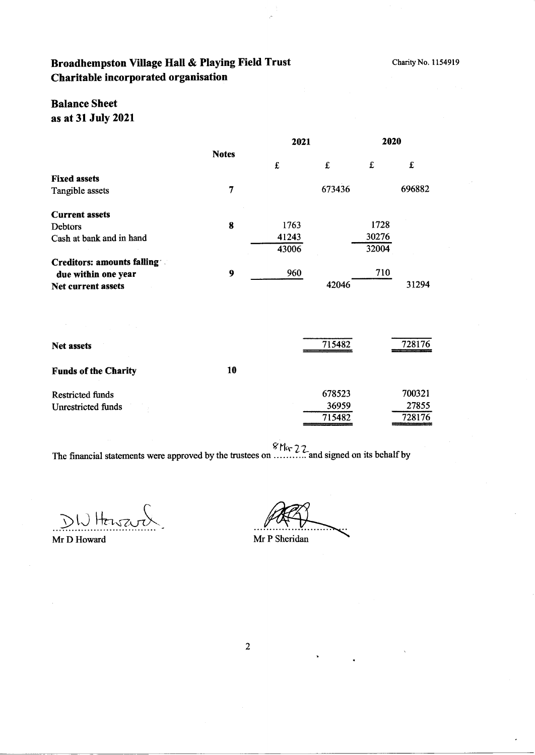# Broadhempston Village Hall & Playing Field Trust

## Charitable incorporated organisation

Charity No. 1154919

## Balance Sheet
### as at 31 July 2021

| | Notes | 2021 | | 2020 | |
|---|---|---|---|---|---|
| | | £ | £ | £ | £ |
| **Fixed assets** | | | | | |
| Tangible assets | 7 | | 673436 | | 696882 |
| **Current assets** | | | | | |
| Debtors | 8 | 1763 | | 1728 | |
| Cash at bank and in hand | | 41243 | | 30276 | |
| | | 43006 | | 32004 | |
| **Creditors: amounts falling due within one year** | 9 | 960 | | 710 | |
| **Net current assets** | | | 42046 | | 31294 |
| **Net assets** | | | 715482 | | 728176 |
| **Funds of the Charity** | 10 | | | | |
| Restricted funds | | | 678523 | | 700321 |
| Unrestricted funds | | | 36959 | | 27855 |
| | | | 715482 | | 728176 |

The financial statements were approved by the trustees on 8 Mar 22 and signed on its behalf by

Mr D Howard

Mr P Sheridan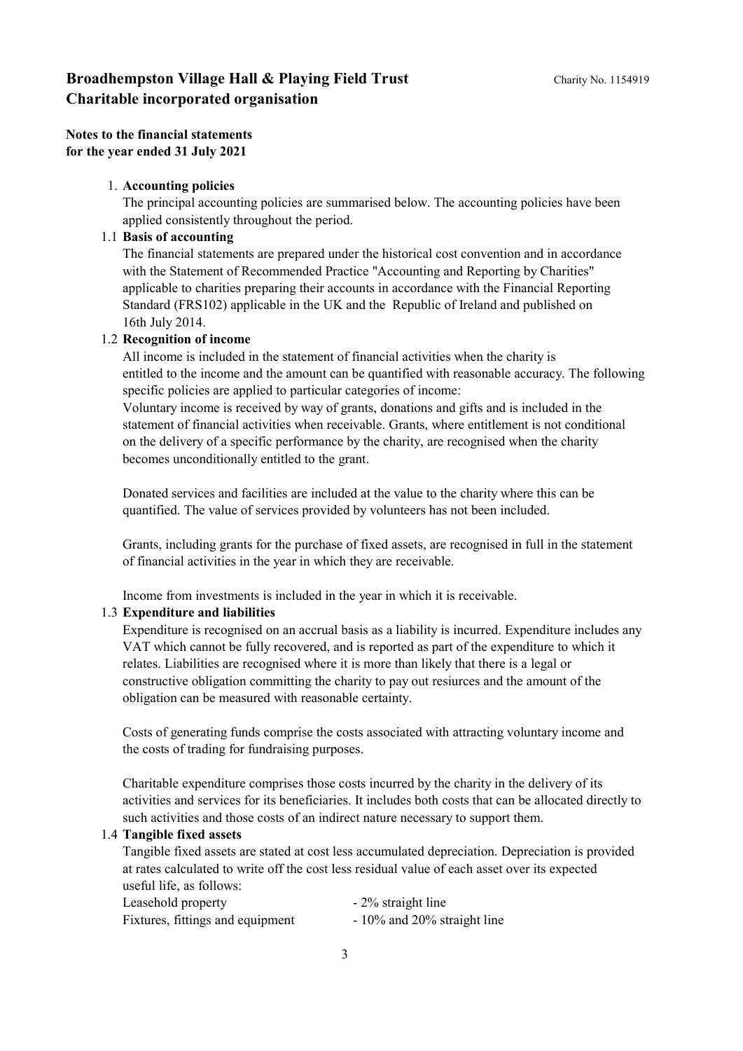# Broadhempston Village Hall & Playing Field Trust

Charity No. 1154919

# Charitable incorporated organisation

**Notes to the financial statements**
**for the year ended 31 July 2021**

1. **Accounting policies**

   The principal accounting policies are summarised below. The accounting policies have been applied consistently throughout the period.

1.1 **Basis of accounting**

   The financial statements are prepared under the historical cost convention and in accordance with the Statement of Recommended Practice "Accounting and Reporting by Charities" applicable to charities preparing their accounts in accordance with the Financial Reporting Standard (FRS102) applicable in the UK and the Republic of Ireland and published on 16th July 2014.

1.2 **Recognition of income**

   All income is included in the statement of financial activities when the charity is entitled to the income and the amount can be quantified with reasonable accuracy. The following specific policies are applied to particular categories of income:
   Voluntary income is received by way of grants, donations and gifts and is included in the statement of financial activities when receivable. Grants, where entitlement is not conditional on the delivery of a specific performance by the charity, are recognised when the charity becomes unconditionally entitled to the grant.

   Donated services and facilities are included at the value to the charity where this can be quantified. The value of services provided by volunteers has not been included.

   Grants, including grants for the purchase of fixed assets, are recognised in full in the statement of financial activities in the year in which they are receivable.

   Income from investments is included in the year in which it is receivable.

1.3 **Expenditure and liabilities**

   Expenditure is recognised on an accrual basis as a liability is incurred. Expenditure includes any VAT which cannot be fully recovered, and is reported as part of the expenditure to which it relates. Liabilities are recognised where it is more than likely that there is a legal or constructive obligation committing the charity to pay out resiurces and the amount of the obligation can be measured with reasonable certainty.

   Costs of generating funds comprise the costs associated with attracting voluntary income and the costs of trading for fundraising purposes.

   Charitable expenditure comprises those costs incurred by the charity in the delivery of its activities and services for its beneficiaries. It includes both costs that can be allocated directly to such activities and those costs of an indirect nature necessary to support them.

1.4 **Tangible fixed assets**

   Tangible fixed assets are stated at cost less accumulated depreciation. Depreciation is provided at rates calculated to write off the cost less residual value of each asset over its expected useful life, as follows:

| | |
|---|---|
| Leasehold property | - 2% straight line |
| Fixtures, fittings and equipment | - 10% and 20% straight line |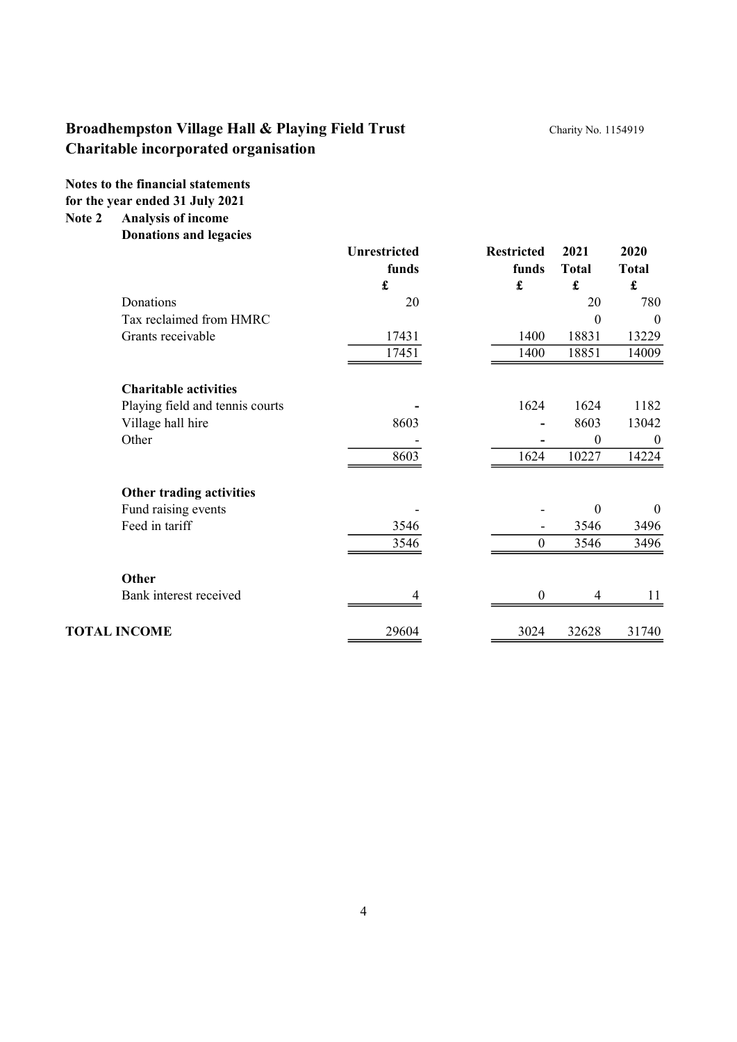# Broadhempston Village Hall & Playing Field Trust

Charity No. 1154919

## Charitable incorporated organisation

**Notes to the financial statements**
**for the year ended 31 July 2021**

**Note 2 Analysis of income**

| | Unrestricted funds | Restricted funds | 2021 Total | 2020 Total |
|---|---|---|---|---|
| | £ | £ | £ | £ |
| **Donations and legacies** | | | | |
| Donations | 20 | | 20 | 780 |
| Tax reclaimed from HMRC | | | 0 | 0 |
| Grants receivable | 17431 | 1400 | 18831 | 13229 |
| | 17451 | 1400 | 18851 | 14009 |
| **Charitable activities** | | | | |
| Playing field and tennis courts | - | 1624 | 1624 | 1182 |
| Village hall hire | 8603 | - | 8603 | 13042 |
| Other | - | - | 0 | 0 |
| | 8603 | 1624 | 10227 | 14224 |
| **Other trading activities** | | | | |
| Fund raising events | - | - | 0 | 0 |
| Feed in tariff | 3546 | - | 3546 | 3496 |
| | 3546 | 0 | 3546 | 3496 |
| **Other** | | | | |
| Bank interest received | 4 | 0 | 4 | 11 |
| **TOTAL INCOME** | 29604 | 3024 | 32628 | 31740 |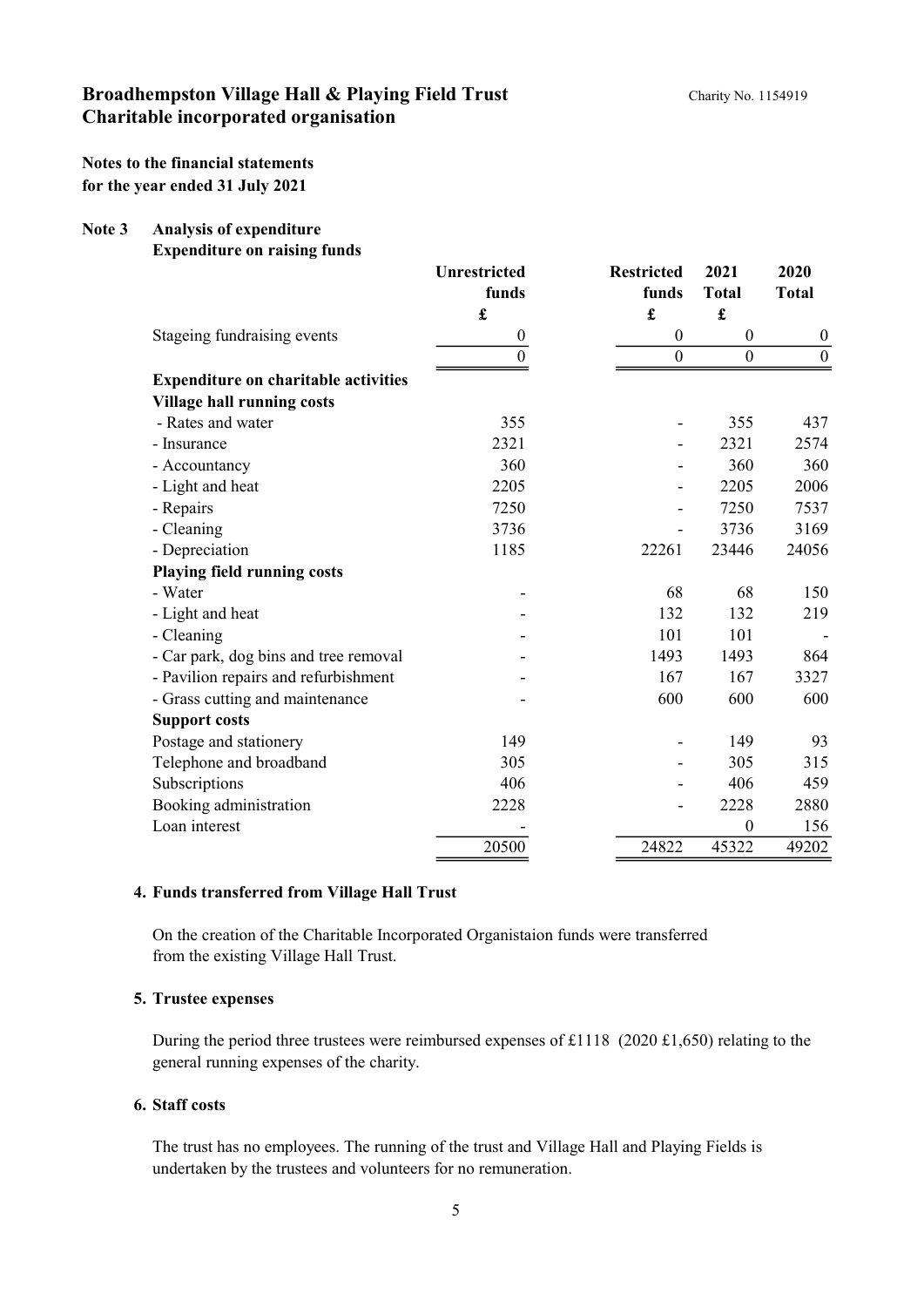# Broadhempston Village Hall & Playing Field Trust

**Charitable incorporated organisation**

Charity No. 1154919

**Notes to the financial statements for the year ended 31 July 2021**

## Note 3 Analysis of expenditure

**Expenditure on raising funds**

| | Unrestricted funds £ | Restricted funds £ | 2021 Total £ | 2020 Total |
|---|---|---|---|---|
| Stageing fundraising events | 0 | 0 | 0 | 0 |
| | 0 | 0 | 0 | 0 |
| **Expenditure on charitable activities** | | | | |
| **Village hall running costs** | | | | |
| - Rates and water | 355 | - | 355 | 437 |
| - Insurance | 2321 | - | 2321 | 2574 |
| - Accountancy | 360 | - | 360 | 360 |
| - Light and heat | 2205 | - | 2205 | 2006 |
| - Repairs | 7250 | - | 7250 | 7537 |
| - Cleaning | 3736 | - | 3736 | 3169 |
| - Depreciation | 1185 | 22261 | 23446 | 24056 |
| **Playing field running costs** | | | | |
| - Water | - | 68 | 68 | 150 |
| - Light and heat | - | 132 | 132 | 219 |
| - Cleaning | - | 101 | 101 | - |
| - Car park, dog bins and tree removal | - | 1493 | 1493 | 864 |
| - Pavilion repairs and refurbishment | - | 167 | 167 | 3327 |
| - Grass cutting and maintenance | - | 600 | 600 | 600 |
| **Support costs** | | | | |
| Postage and stationery | 149 | - | 149 | 93 |
| Telephone and broadband | 305 | - | 305 | 315 |
| Subscriptions | 406 | - | 406 | 459 |
| Booking administration | 2228 | - | 2228 | 2880 |
| Loan interest | - | | 0 | 156 |
| | 20500 | 24822 | 45322 | 49202 |

## 4. Funds transferred from Village Hall Trust

On the creation of the Charitable Incorporated Organistaion funds were transferred from the existing Village Hall Trust.

## 5. Trustee expenses

During the period three trustees were reimbursed expenses of £1118 (2020 £1,650) relating to the general running expenses of the charity.

## 6. Staff costs

The trust has no employees. The running of the trust and Village Hall and Playing Fields is undertaken by the trustees and volunteers for no remuneration.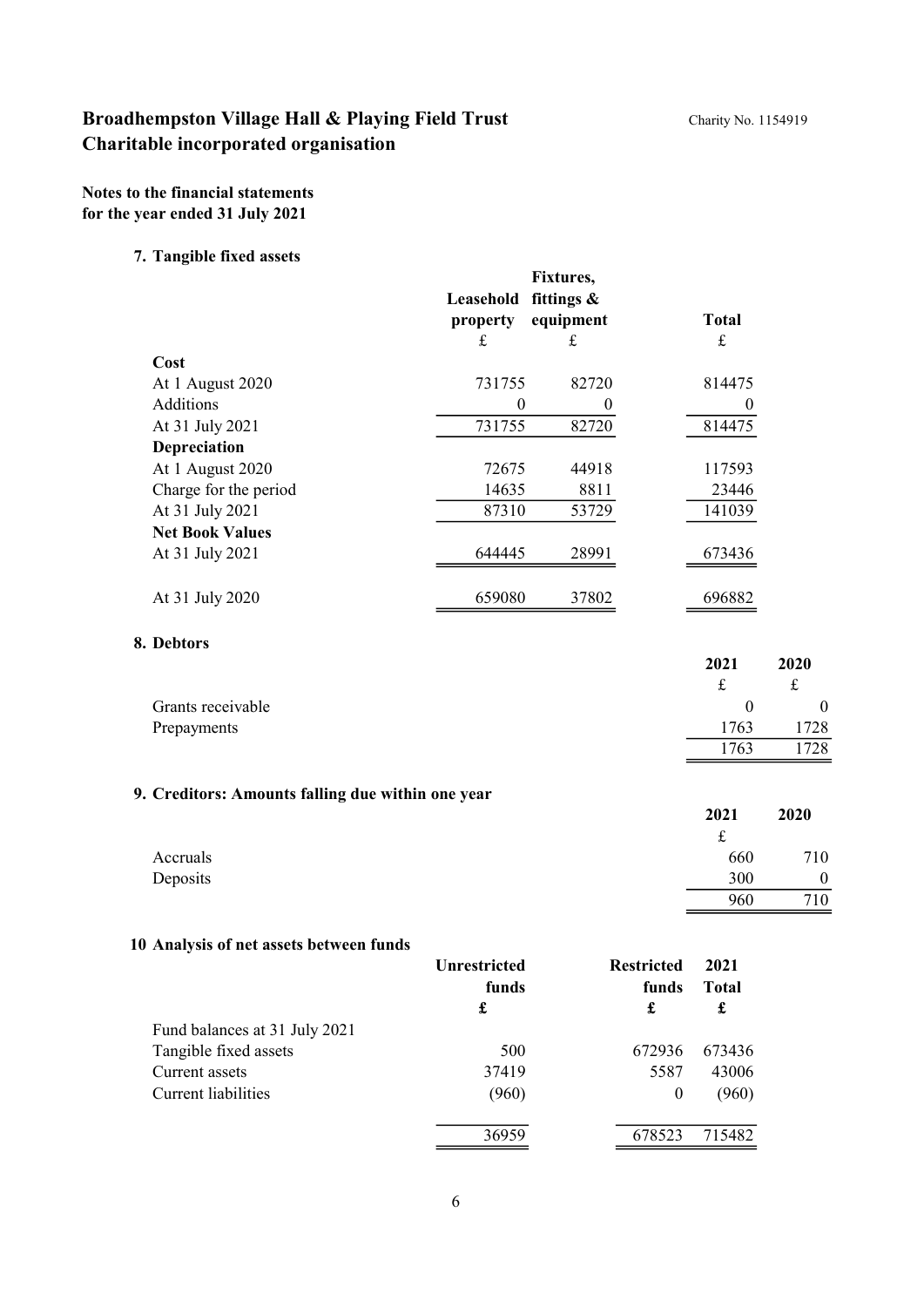# Broadhempston Village Hall & Playing Field Trust

Charity No. 1154919

# Charitable incorporated organisation

**Notes to the financial statements for the year ended 31 July 2021**

### 7. Tangible fixed assets

| | Leasehold property | Fixtures, fittings & equipment | Total |
|---|---|---|---|
| | £ | £ | £ |
| **Cost** | | | |
| At 1 August 2020 | 731755 | 82720 | 814475 |
| Additions | 0 | 0 | 0 |
| At 31 July 2021 | 731755 | 82720 | 814475 |
| **Depreciation** | | | |
| At 1 August 2020 | 72675 | 44918 | 117593 |
| Charge for the period | 14635 | 8811 | 23446 |
| At 31 July 2021 | 87310 | 53729 | 141039 |
| **Net Book Values** | | | |
| At 31 July 2021 | 644445 | 28991 | 673436 |
| At 31 July 2020 | 659080 | 37802 | 696882 |

### 8. Debtors

| | 2021 | 2020 |
|---|---|---|
| | £ | £ |
| Grants receivable | 0 | 0 |
| Prepayments | 1763 | 1728 |
| | 1763 | 1728 |

### 9. Creditors: Amounts falling due within one year

| | 2021 | 2020 |
|---|---|---|
| | £ | |
| Accruals | 660 | 710 |
| Deposits | 300 | 0 |
| | 960 | 710 |

### 10 Analysis of net assets between funds

| | Unrestricted funds | Restricted funds | 2021 Total |
|---|---|---|---|
| | £ | £ | £ |
| Fund balances at 31 July 2021 | | | |
| Tangible fixed assets | 500 | 672936 | 673436 |
| Current assets | 37419 | 5587 | 43006 |
| Current liabilities | (960) | 0 | (960) |
| | 36959 | 678523 | 715482 |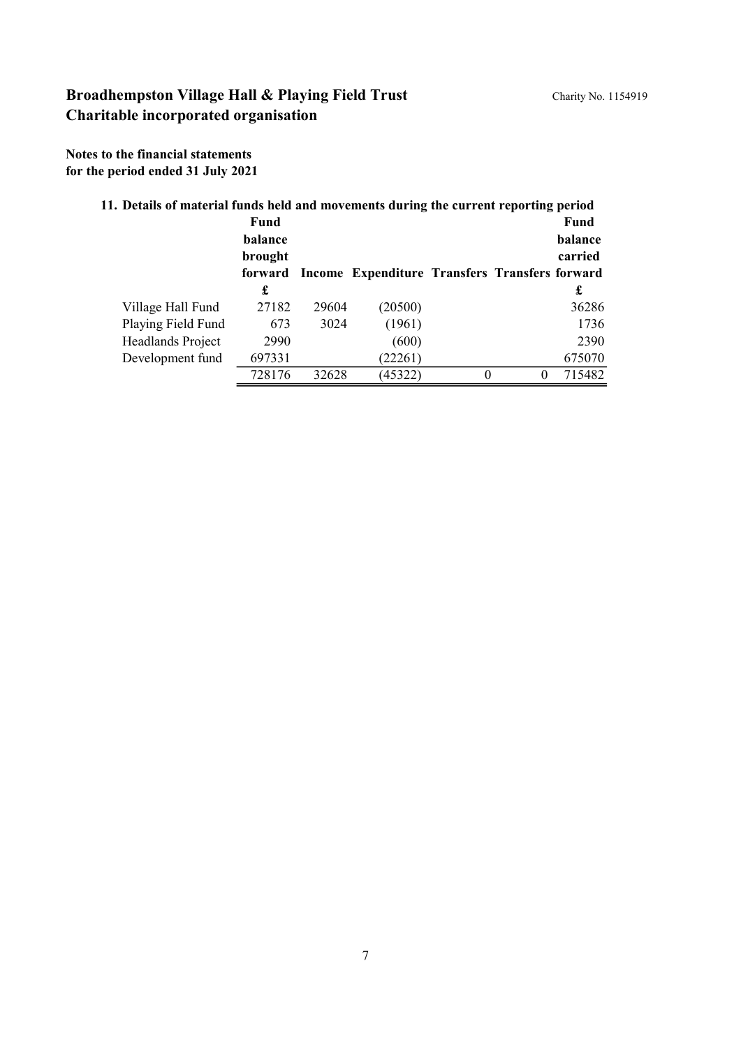# Broadhempston Village Hall & Playing Field Trust

Charity No. 1154919

# Charitable incorporated organisation

**Notes to the financial statements**
**for the period ended 31 July 2021**

**11. Details of material funds held and movements during the current reporting period**

| | Fund balance brought forward | Income | Expenditure | Transfers | Transfers | Fund balance carried forward |
|---|---|---|---|---|---|---|
| | £ | | | | | £ |
| Village Hall Fund | 27182 | 29604 | (20500) | | | 36286 |
| Playing Field Fund | 673 | 3024 | (1961) | | | 1736 |
| Headlands Project | 2990 | | (600) | | | 2390 |
| Development fund | 697331 | | (22261) | | | 675070 |
| | 728176 | 32628 | (45322) | 0 | 0 | 715482 |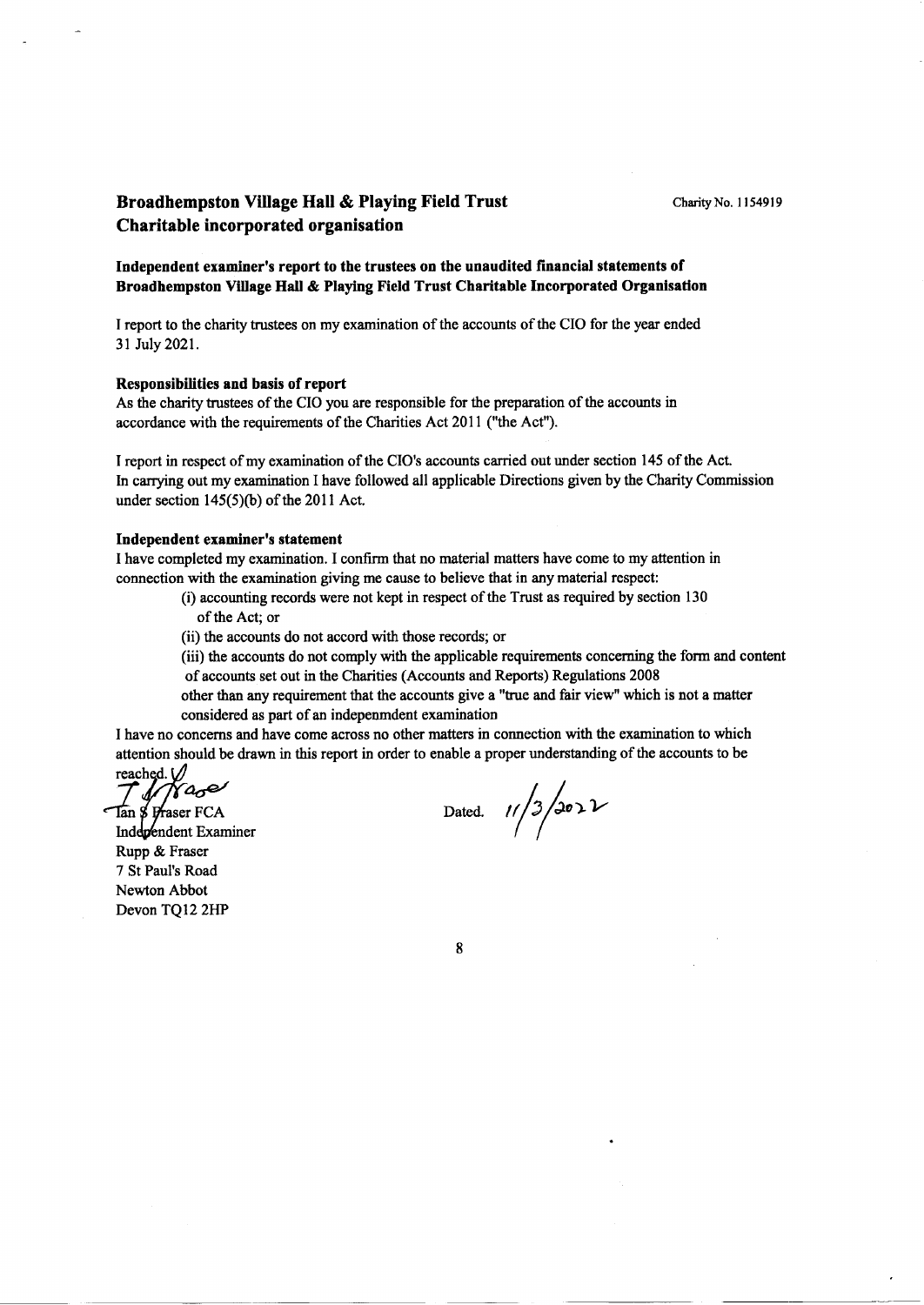**Broadhempston Village Hall & Playing Field Trust**
**Charitable incorporated organisation**

Charity No. 1154919

**Independent examiner's report to the trustees on the unaudited financial statements of Broadhempston Village Hall & Playing Field Trust Charitable Incorporated Organisation**

I report to the charity trustees on my examination of the accounts of the CIO for the year ended 31 July 2021.

**Responsibilities and basis of report**

As the charity trustees of the CIO you are responsible for the preparation of the accounts in accordance with the requirements of the Charities Act 2011 ("the Act").

I report in respect of my examination of the CIO's accounts carried out under section 145 of the Act. In carrying out my examination I have followed all applicable Directions given by the Charity Commission under section 145(5)(b) of the 2011 Act.

**Independent examiner's statement**

I have completed my examination. I confirm that no material matters have come to my attention in connection with the examination giving me cause to believe that in any material respect:

(i) accounting records were not kept in respect of the Trust as required by section 130 of the Act; or

(ii) the accounts do not accord with those records; or

(iii) the accounts do not comply with the applicable requirements concerning the form and content of accounts set out in the Charities (Accounts and Reports) Regulations 2008 other than any requirement that the accounts give a "true and fair view" which is not a matter considered as part of an indepenmdent examination

I have no concerns and have come across no other matters in connection with the examination to which attention should be drawn in this report in order to enable a proper understanding of the accounts to be reached.

Ian S Fraser FCA
Independent Examiner
Rupp & Fraser
7 St Paul's Road
Newton Abbot
Devon TQ12 2HP

Dated. 11/3/2022